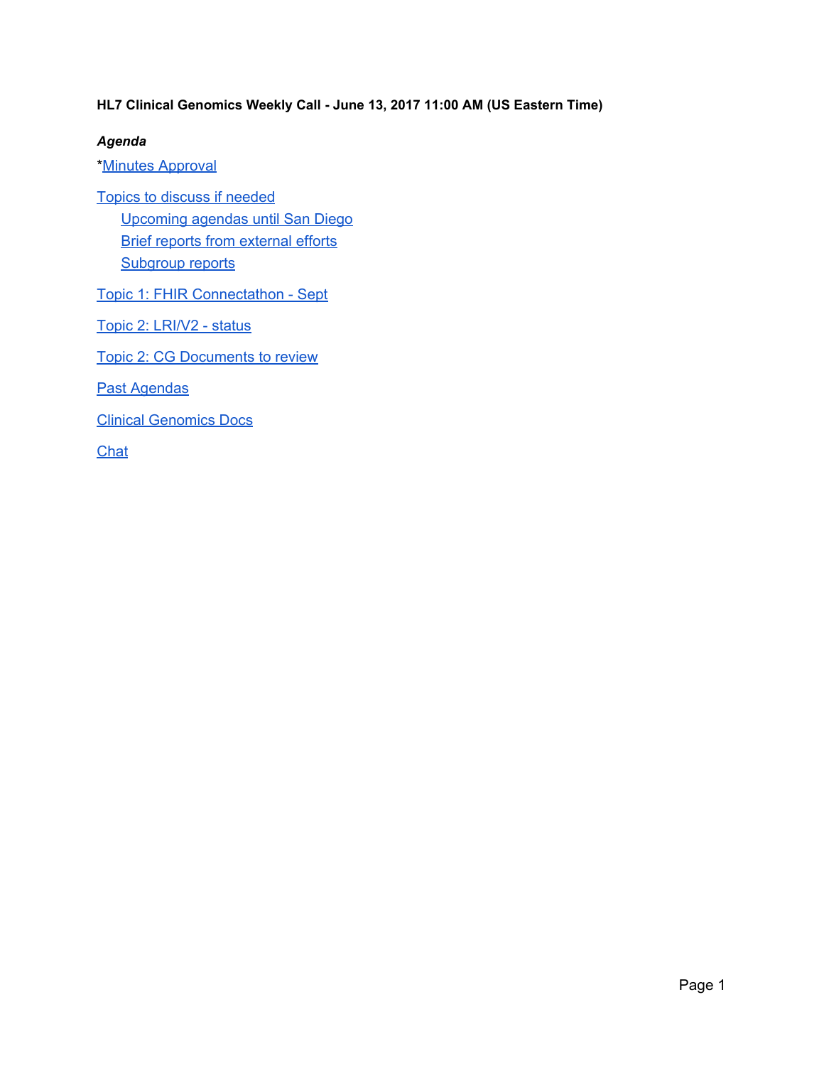**HL7 Clinical Genomics Weekly Call - June 13, 2017 11:00 AM (US Eastern Time)**

***Agenda***

*Minutes Approval

Topics to discuss if needed

- Upcoming agendas until San Diego
- Brief reports from external efforts
- Subgroup reports

Topic 1: FHIR Connectathon - Sept

Topic 2: LRI/V2 - status

Topic 2: CG Documents to review

Past Agendas

Clinical Genomics Docs

Chat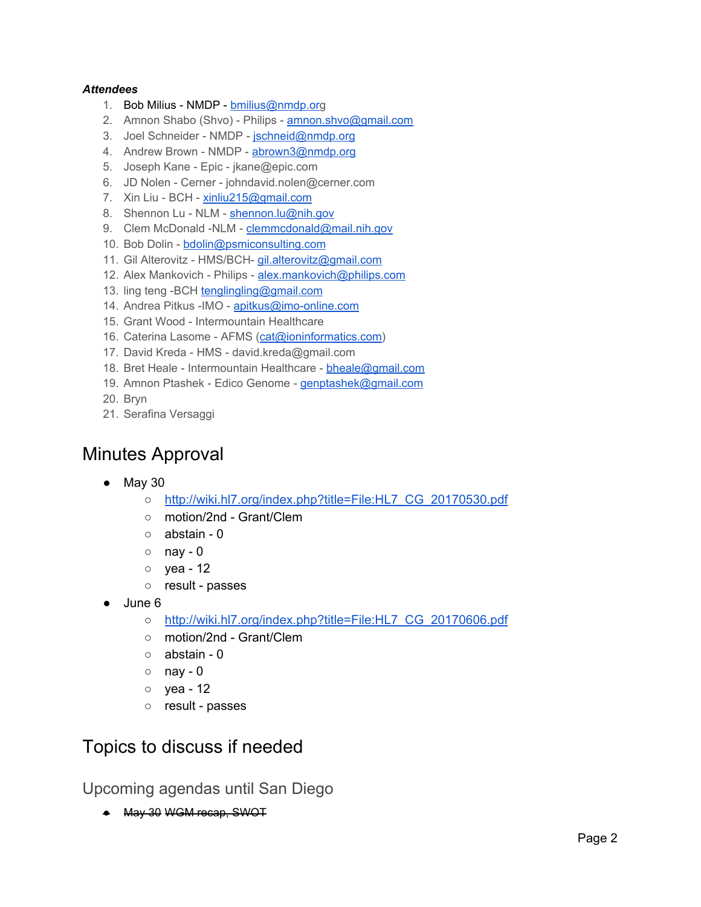***Attendees***

1. Bob Milius - NMDP - bmilius@nmdp.org
2. Amnon Shabo (Shvo) - Philips - amnon.shvo@gmail.com
3. Joel Schneider - NMDP - jschneid@nmdp.org
4. Andrew Brown - NMDP - abrown3@nmdp.org
5. Joseph Kane - Epic - jkane@epic.com
6. JD Nolen - Cerner - johndavid.nolen@cerner.com
7. Xin Liu - BCH - xinliu215@gmail.com
8. Shennon Lu - NLM - shennon.lu@nih.gov
9. Clem McDonald -NLM - clemmcdonald@mail.nih.gov
10. Bob Dolin - bdolin@psmiconsulting.com
11. Gil Alterovitz - HMS/BCH- gil.alterovitz@gmail.com
12. Alex Mankovich - Philips - alex.mankovich@philips.com
13. ling teng -BCH tenglingling@gmail.com
14. Andrea Pitkus -IMO - apitkus@imo-online.com
15. Grant Wood - Intermountain Healthcare
16. Caterina Lasome - AFMS (cat@ioninformatics.com)
17. David Kreda - HMS - david.kreda@gmail.com
18. Bret Heale - Intermountain Healthcare - bheale@gmail.com
19. Amnon Ptashek - Edico Genome - genptashek@gmail.com
20. Bryn
21. Serafina Versaggi

# Minutes Approval

- May 30
  - http://wiki.hl7.org/index.php?title=File:HL7_CG_20170530.pdf
  - motion/2nd - Grant/Clem
  - abstain - 0
  - nay - 0
  - yea - 12
  - result - passes
- June 6
  - http://wiki.hl7.org/index.php?title=File:HL7_CG_20170606.pdf
  - motion/2nd - Grant/Clem
  - abstain - 0
  - nay - 0
  - yea - 12
  - result - passes

# Topics to discuss if needed

## Upcoming agendas until San Diego

- ~~May 30 WGM recap, SWOT~~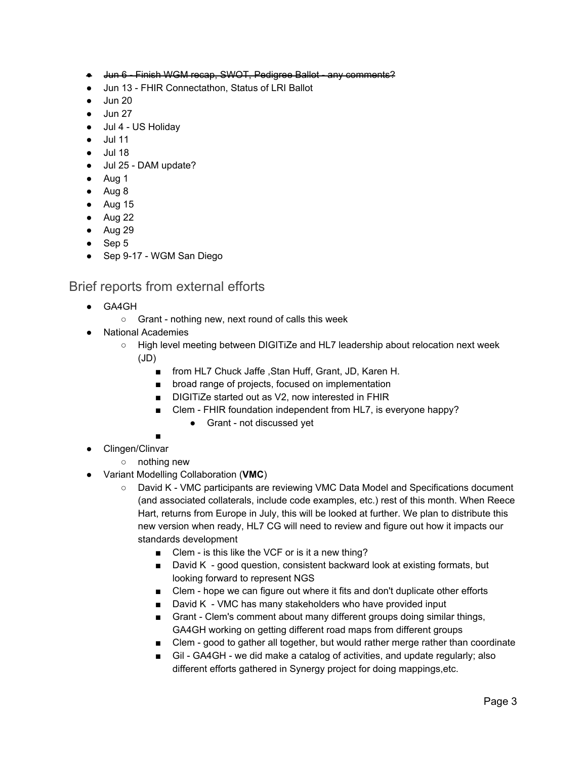- ~~Jun 6 - Finish WGM recap, SWOT, Pedigree Ballot - any comments?~~
- Jun 13 - FHIR Connectathon, Status of LRI Ballot
- Jun 20
- Jun 27
- Jul 4 - US Holiday
- Jul 11
- Jul 18
- Jul 25 - DAM update?
- Aug 1
- Aug 8
- Aug 15
- Aug 22
- Aug 29
- Sep 5
- Sep 9-17 - WGM San Diego

## Brief reports from external efforts

- GA4GH
    - Grant - nothing new, next round of calls this week
- National Academies
    - High level meeting between DIGITiZe and HL7 leadership about relocation next week (JD)
        - from HL7 Chuck Jaffe ,Stan Huff, Grant, JD, Karen H.
        - broad range of projects, focused on implementation
        - DIGITiZe started out as V2, now interested in FHIR
        - Clem - FHIR foundation independent from HL7, is everyone happy?
            - Grant - not discussed yet
        - 
- Clingen/Clinvar
    - nothing new
- Variant Modelling Collaboration (**VMC**)
    - David K - VMC participants are reviewing VMC Data Model and Specifications document (and associated collaterals, include code examples, etc.) rest of this month. When Reece Hart, returns from Europe in July, this will be looked at further. We plan to distribute this new version when ready, HL7 CG will need to review and figure out how it impacts our standards development
        - Clem - is this like the VCF or is it a new thing?
        - David K - good question, consistent backward look at existing formats, but looking forward to represent NGS
        - Clem - hope we can figure out where it fits and don't duplicate other efforts
        - David K - VMC has many stakeholders who have provided input
        - Grant - Clem's comment about many different groups doing similar things, GA4GH working on getting different road maps from different groups
        - Clem - good to gather all together, but would rather merge rather than coordinate
        - Gil - GA4GH - we did make a catalog of activities, and update regularly; also different efforts gathered in Synergy project for doing mappings,etc.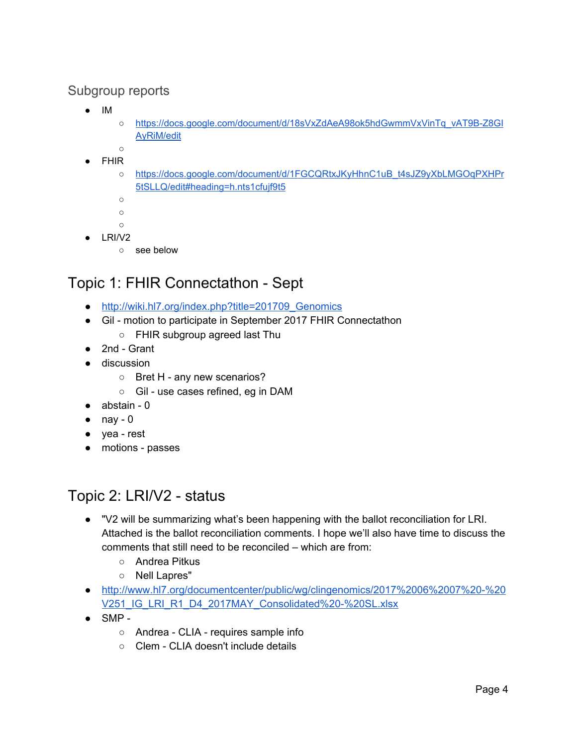## Subgroup reports

- IM
  - https://docs.google.com/document/d/18sVxZdAeA98ok5hdGwmmVxVinTq_vAT9B-Z8GIAyRiM/edit
  - 
- FHIR
  - https://docs.google.com/document/d/1FGCQRtxJKyHhnC1uB_t4sJZ9yXbLMGOqPXHPr5tSLLQ/edit#heading=h.nts1cfujf9t5
  - 
  - 
  - 
- LRI/V2
  - see below

# Topic 1: FHIR Connectathon - Sept

- http://wiki.hl7.org/index.php?title=201709_Genomics
- Gil - motion to participate in September 2017 FHIR Connectathon
  - FHIR subgroup agreed last Thu
- 2nd - Grant
- discussion
  - Bret H - any new scenarios?
  - Gil - use cases refined, eg in DAM
- abstain - 0
- nay - 0
- yea - rest
- motions - passes

# Topic 2: LRI/V2 - status

- "V2 will be summarizing what's been happening with the ballot reconciliation for LRI. Attached is the ballot reconciliation comments. I hope we'll also have time to discuss the comments that still need to be reconciled – which are from:
  - Andrea Pitkus
  - Nell Lapres"
- http://www.hl7.org/documentcenter/public/wg/clingenomics/2017%2006%2007%20-%20V251_IG_LRI_R1_D4_2017MAY_Consolidated%20-%20SL.xlsx
- SMP -
  - Andrea - CLIA - requires sample info
  - Clem - CLIA doesn't include details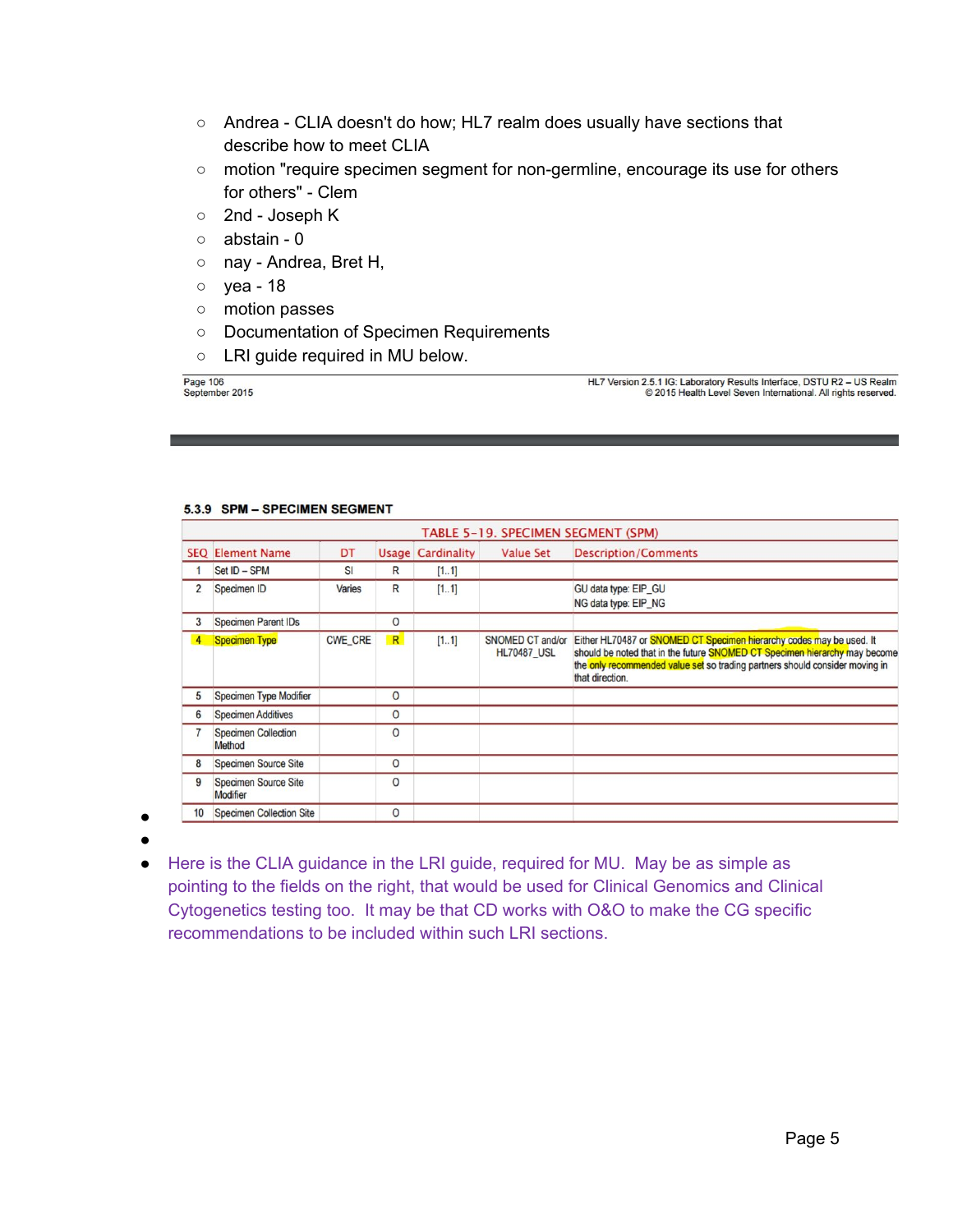- Andrea - CLIA doesn't do how; HL7 realm does usually have sections that describe how to meet CLIA
- motion "require specimen segment for non-germline, encourage its use for others for others" - Clem
- 2nd - Joseph K
- abstain - 0
- nay - Andrea, Bret H,
- yea - 18
- motion passes
- Documentation of Specimen Requirements
- LRI guide required in MU below.

Page 106
September 2015

HL7 Version 2.5.1 IG: Laboratory Results Interface, DSTU R2 – US Realm
© 2015 Health Level Seven International. All rights reserved.

**5.3.9 SPM – SPECIMEN SEGMENT**

TABLE 5-19. SPECIMEN SEGMENT (SPM)

| SEQ | Element Name | DT | Usage | Cardinality | Value Set | Description/Comments |
|---|---|---|---|---|---|---|
| 1 | Set ID – SPM | SI | R | [1..1] | | |
| 2 | Specimen ID | Varies | R | [1..1] | | GU data type: EIP_GU<br>NG data type: EIP_NG |
| 3 | Specimen Parent IDs | | O | | | |
| 4 | Specimen Type | CWE_CRE | R | [1..1] | SNOMED CT and/or HL70487_USL | Either HL70487 or SNOMED CT Specimen hierarchy codes may be used. It should be noted that in the future SNOMED CT Specimen hierarchy may become the only recommended value set so trading partners should consider moving in that direction. |
| 5 | Specimen Type Modifier | | O | | | |
| 6 | Specimen Additives | | O | | | |
| 7 | Specimen Collection Method | | O | | | |
| 8 | Specimen Source Site | | O | | | |
| 9 | Specimen Source Site Modifier | | O | | | |
| 10 | Specimen Collection Site | | O | | | |

- Here is the CLIA guidance in the LRI guide, required for MU. May be as simple as pointing to the fields on the right, that would be used for Clinical Genomics and Clinical Cytogenetics testing too. It may be that CD works with O&O to make the CG specific recommendations to be included within such LRI sections.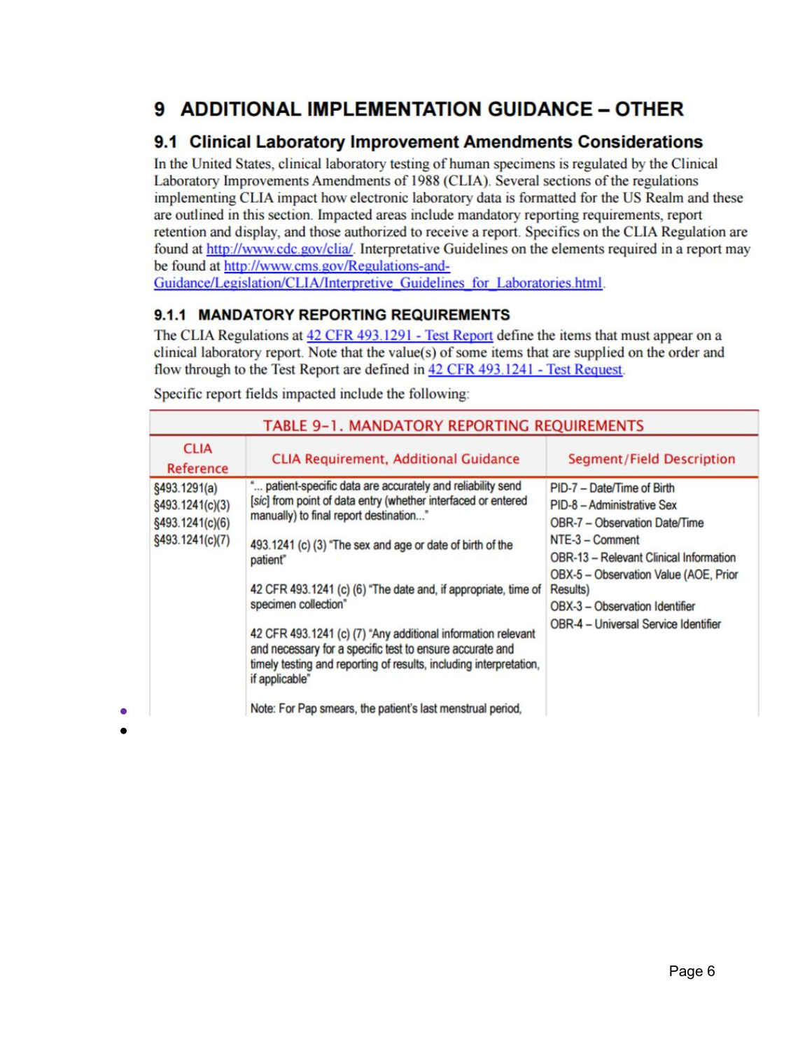# 9 ADDITIONAL IMPLEMENTATION GUIDANCE – OTHER

## 9.1 Clinical Laboratory Improvement Amendments Considerations

In the United States, clinical laboratory testing of human specimens is regulated by the Clinical Laboratory Improvements Amendments of 1988 (CLIA). Several sections of the regulations implementing CLIA impact how electronic laboratory data is formatted for the US Realm and these are outlined in this section. Impacted areas include mandatory reporting requirements, report retention and display, and those authorized to receive a report. Specifics on the CLIA Regulation are found at http://www.cdc.gov/clia/. Interpretative Guidelines on the elements required in a report may be found at http://www.cms.gov/Regulations-and-Guidance/Legislation/CLIA/Interpretive_Guidelines_for_Laboratories.html.

### 9.1.1 MANDATORY REPORTING REQUIREMENTS

The CLIA Regulations at 42 CFR 493.1291 - Test Report define the items that must appear on a clinical laboratory report. Note that the value(s) of some items that are supplied on the order and flow through to the Test Report are defined in 42 CFR 493.1241 - Test Request.

Specific report fields impacted include the following:

TABLE 9-1. MANDATORY REPORTING REQUIREMENTS

| CLIA Reference | CLIA Requirement, Additional Guidance | Segment/Field Description |
|---|---|---|
| §493.1291(a)<br>§493.1241(c)(3)<br>§493.1241(c)(6)<br>§493.1241(c)(7) | "... patient-specific data are accurately and reliability send [*sic*] from point of data entry (whether interfaced or entered manually) to final report destination..."<br><br>493.1241 (c) (3) "The sex and age or date of birth of the patient"<br><br>42 CFR 493.1241 (c) (6) "The date and, if appropriate, time of specimen collection"<br><br>42 CFR 493.1241 (c) (7) "Any additional information relevant and necessary for a specific test to ensure accurate and timely testing and reporting of results, including interpretation, if applicable"<br><br>Note: For Pap smears, the patient's last menstrual period, | PID-7 – Date/Time of Birth<br>PID-8 – Administrative Sex<br>OBR-7 – Observation Date/Time<br>NTE-3 – Comment<br>OBR-13 – Relevant Clinical Information<br>OBX-5 – Observation Value (AOE, Prior Results)<br>OBX-3 – Observation Identifier<br>OBR-4 – Universal Service Identifier |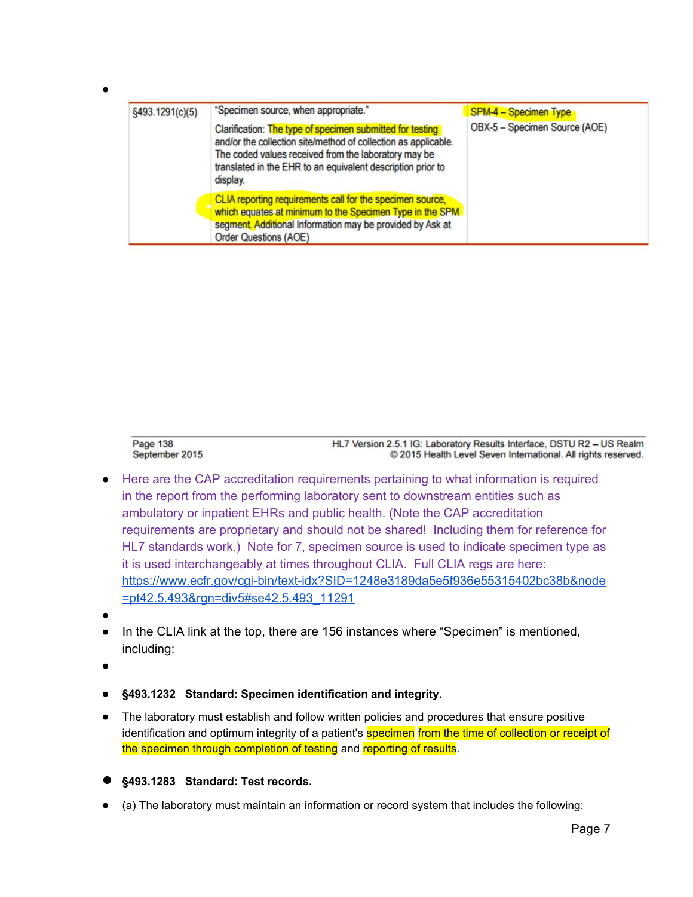- 

| §493.1291(c)(5) | "Specimen source, when appropriate."<br><br>Clarification: The type of specimen submitted for testing and/or the collection site/method of collection as applicable. The coded values received from the laboratory may be translated in the EHR to an equivalent description prior to display.<br><br>CLIA reporting requirements call for the specimen source, which equates at minimum to the Specimen Type in the SPM segment. Additional Information may be provided by Ask at Order Questions (AOE) | SPM-4 – Specimen Type<br>OBX-5 – Specimen Source (AOE) |
|---|---|---|

Page 138 — September 2015 — HL7 Version 2.5.1 IG: Laboratory Results Interface, DSTU R2 – US Realm © 2015 Health Level Seven International. All rights reserved.

- Here are the CAP accreditation requirements pertaining to what information is required in the report from the performing laboratory sent to downstream entities such as ambulatory or inpatient EHRs and public health. (Note the CAP accreditation requirements are proprietary and should not be shared! Including them for reference for HL7 standards work.) Note for 7, specimen source is used to indicate specimen type as it is used interchangeably at times throughout CLIA. Full CLIA regs are here: https://www.ecfr.gov/cgi-bin/text-idx?SID=1248e3189da5e5f936e55315402bc38b&node=pt42.5.493&rgn=div5#se42.5.493_11291
- 
- In the CLIA link at the top, there are 156 instances where "Specimen" is mentioned, including:
- 
- **§493.1232 Standard: Specimen identification and integrity.**
- The laboratory must establish and follow written policies and procedures that ensure positive identification and optimum integrity of a patient's specimen from the time of collection or receipt of the specimen through completion of testing and reporting of results.
- **§493.1283 Standard: Test records.**
- (a) The laboratory must maintain an information or record system that includes the following: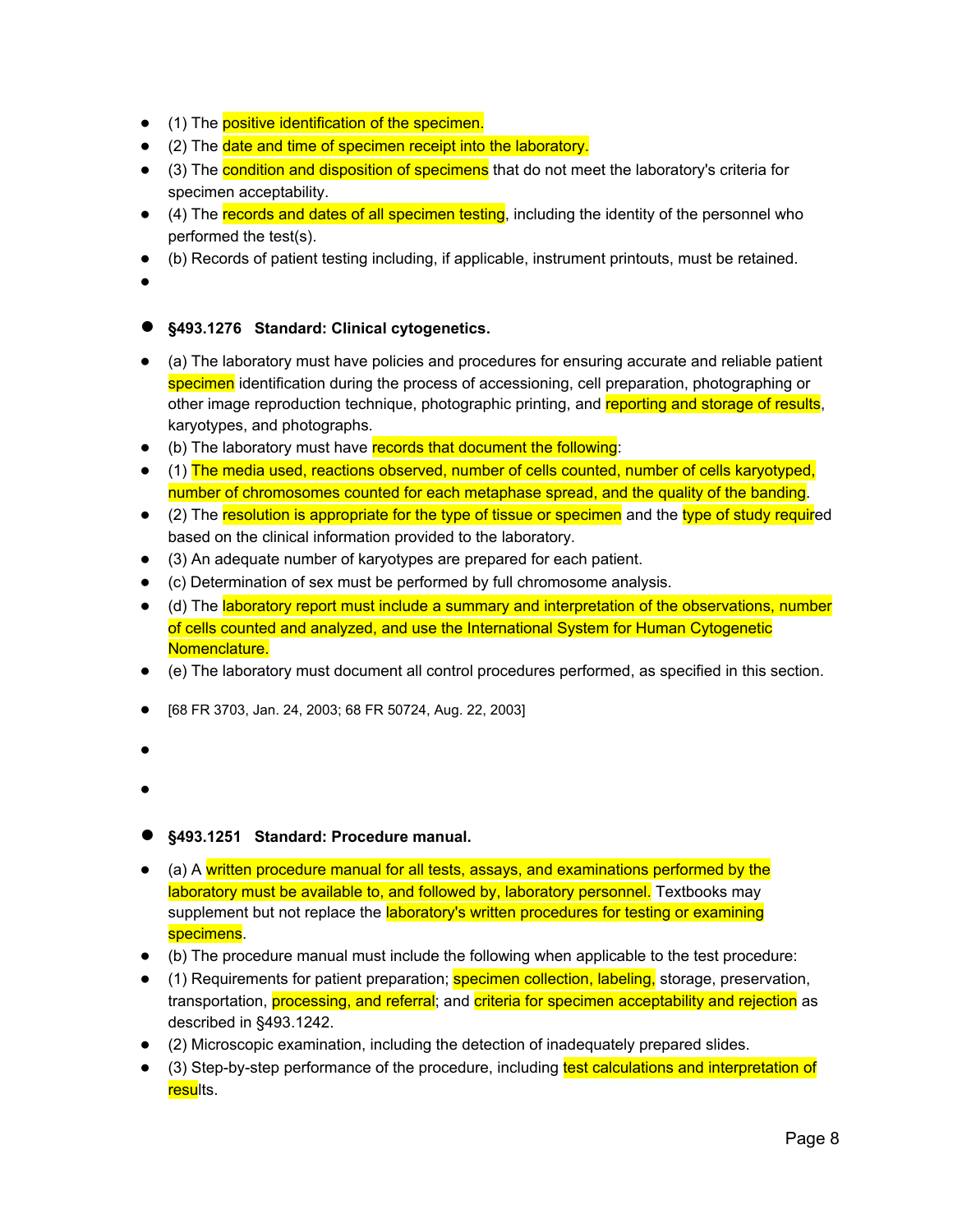- (1) The positive identification of the specimen.
- (2) The date and time of specimen receipt into the laboratory.
- (3) The condition and disposition of specimens that do not meet the laboratory's criteria for specimen acceptability.
- (4) The records and dates of all specimen testing, including the identity of the personnel who performed the test(s).
- (b) Records of patient testing including, if applicable, instrument printouts, must be retained.

## §493.1276 Standard: Clinical cytogenetics.

- (a) The laboratory must have policies and procedures for ensuring accurate and reliable patient specimen identification during the process of accessioning, cell preparation, photographing or other image reproduction technique, photographic printing, and reporting and storage of results, karyotypes, and photographs.
- (b) The laboratory must have records that document the following:
- (1) The media used, reactions observed, number of cells counted, number of cells karyotyped, number of chromosomes counted for each metaphase spread, and the quality of the banding.
- (2) The resolution is appropriate for the type of tissue or specimen and the type of study required based on the clinical information provided to the laboratory.
- (3) An adequate number of karyotypes are prepared for each patient.
- (c) Determination of sex must be performed by full chromosome analysis.
- (d) The laboratory report must include a summary and interpretation of the observations, number of cells counted and analyzed, and use the International System for Human Cytogenetic Nomenclature.
- (e) The laboratory must document all control procedures performed, as specified in this section.
- [68 FR 3703, Jan. 24, 2003; 68 FR 50724, Aug. 22, 2003]

## §493.1251 Standard: Procedure manual.

- (a) A written procedure manual for all tests, assays, and examinations performed by the laboratory must be available to, and followed by, laboratory personnel. Textbooks may supplement but not replace the laboratory's written procedures for testing or examining specimens.
- (b) The procedure manual must include the following when applicable to the test procedure:
- (1) Requirements for patient preparation; specimen collection, labeling, storage, preservation, transportation, processing, and referral; and criteria for specimen acceptability and rejection as described in §493.1242.
- (2) Microscopic examination, including the detection of inadequately prepared slides.
- (3) Step-by-step performance of the procedure, including test calculations and interpretation of results.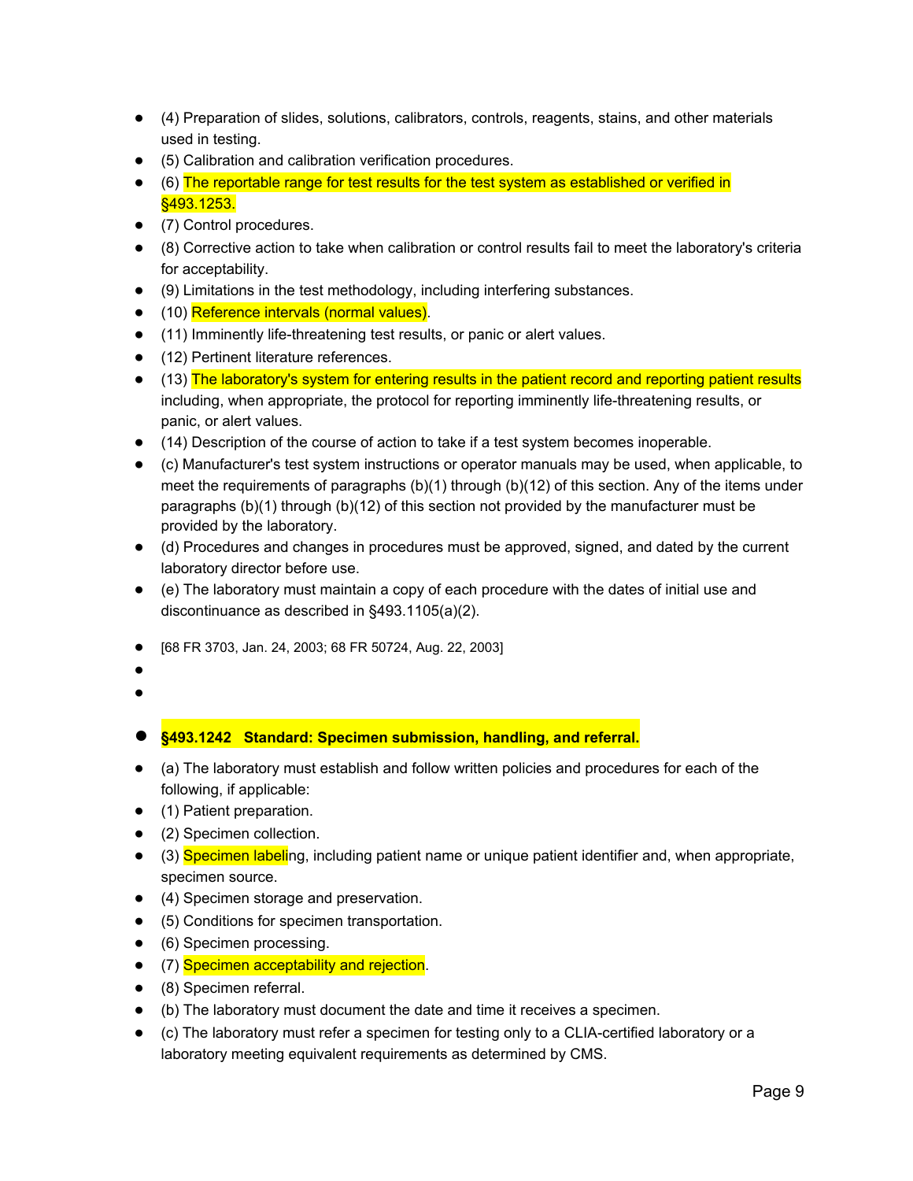- (4) Preparation of slides, solutions, calibrators, controls, reagents, stains, and other materials used in testing.
- (5) Calibration and calibration verification procedures.
- (6) The reportable range for test results for the test system as established or verified in §493.1253.
- (7) Control procedures.
- (8) Corrective action to take when calibration or control results fail to meet the laboratory's criteria for acceptability.
- (9) Limitations in the test methodology, including interfering substances.
- (10) Reference intervals (normal values).
- (11) Imminently life-threatening test results, or panic or alert values.
- (12) Pertinent literature references.
- (13) The laboratory's system for entering results in the patient record and reporting patient results including, when appropriate, the protocol for reporting imminently life-threatening results, or panic, or alert values.
- (14) Description of the course of action to take if a test system becomes inoperable.
- (c) Manufacturer's test system instructions or operator manuals may be used, when applicable, to meet the requirements of paragraphs (b)(1) through (b)(12) of this section. Any of the items under paragraphs (b)(1) through (b)(12) of this section not provided by the manufacturer must be provided by the laboratory.
- (d) Procedures and changes in procedures must be approved, signed, and dated by the current laboratory director before use.
- (e) The laboratory must maintain a copy of each procedure with the dates of initial use and discontinuance as described in §493.1105(a)(2).

- [68 FR 3703, Jan. 24, 2003; 68 FR 50724, Aug. 22, 2003]

- **§493.1242 Standard: Specimen submission, handling, and referral.**

- (a) The laboratory must establish and follow written policies and procedures for each of the following, if applicable:
- (1) Patient preparation.
- (2) Specimen collection.
- (3) Specimen labeling, including patient name or unique patient identifier and, when appropriate, specimen source.
- (4) Specimen storage and preservation.
- (5) Conditions for specimen transportation.
- (6) Specimen processing.
- (7) Specimen acceptability and rejection.
- (8) Specimen referral.
- (b) The laboratory must document the date and time it receives a specimen.
- (c) The laboratory must refer a specimen for testing only to a CLIA-certified laboratory or a laboratory meeting equivalent requirements as determined by CMS.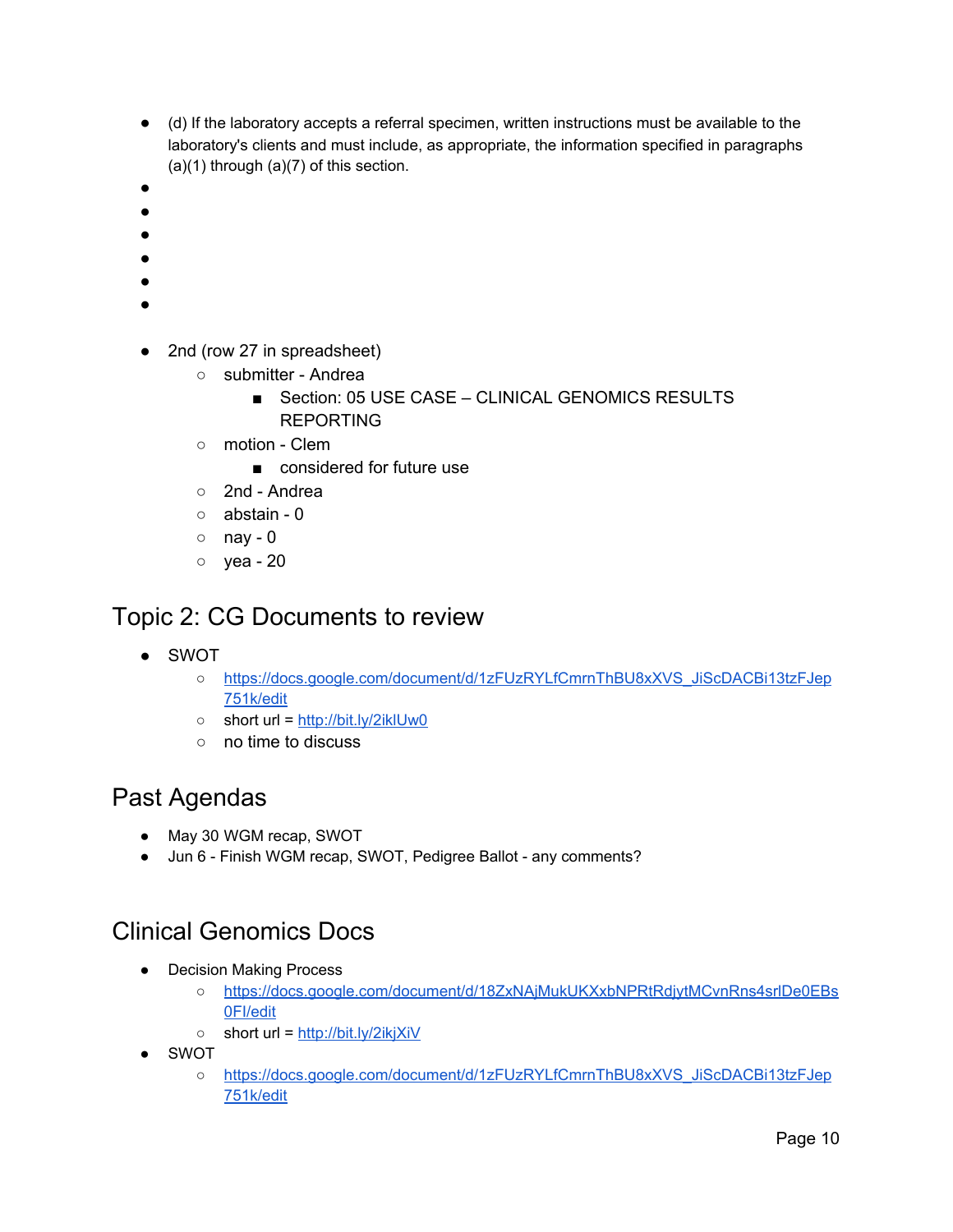- (d) If the laboratory accepts a referral specimen, written instructions must be available to the laboratory's clients and must include, as appropriate, the information specified in paragraphs (a)(1) through (a)(7) of this section.

- 2nd (row 27 in spreadsheet)
  - submitter - Andrea
    - Section: 05 USE CASE – CLINICAL GENOMICS RESULTS REPORTING
  - motion - Clem
    - considered for future use
  - 2nd - Andrea
  - abstain - 0
  - nay - 0
  - yea - 20

## Topic 2: CG Documents to review

- SWOT
  - https://docs.google.com/document/d/1zFUzRYLfCmrnThBU8xXVS_JiScDACBi13tzFJep751k/edit
  - short url = http://bit.ly/2iklUw0
  - no time to discuss

## Past Agendas

- May 30 WGM recap, SWOT
- Jun 6 - Finish WGM recap, SWOT, Pedigree Ballot - any comments?

## Clinical Genomics Docs

- Decision Making Process
  - https://docs.google.com/document/d/18ZxNAjMukUKXxbNPRtRdjytMCvnRns4srlDe0EBs0FI/edit
  - short url = http://bit.ly/2ikjXiV
- SWOT
  - https://docs.google.com/document/d/1zFUzRYLfCmrnThBU8xXVS_JiScDACBi13tzFJep751k/edit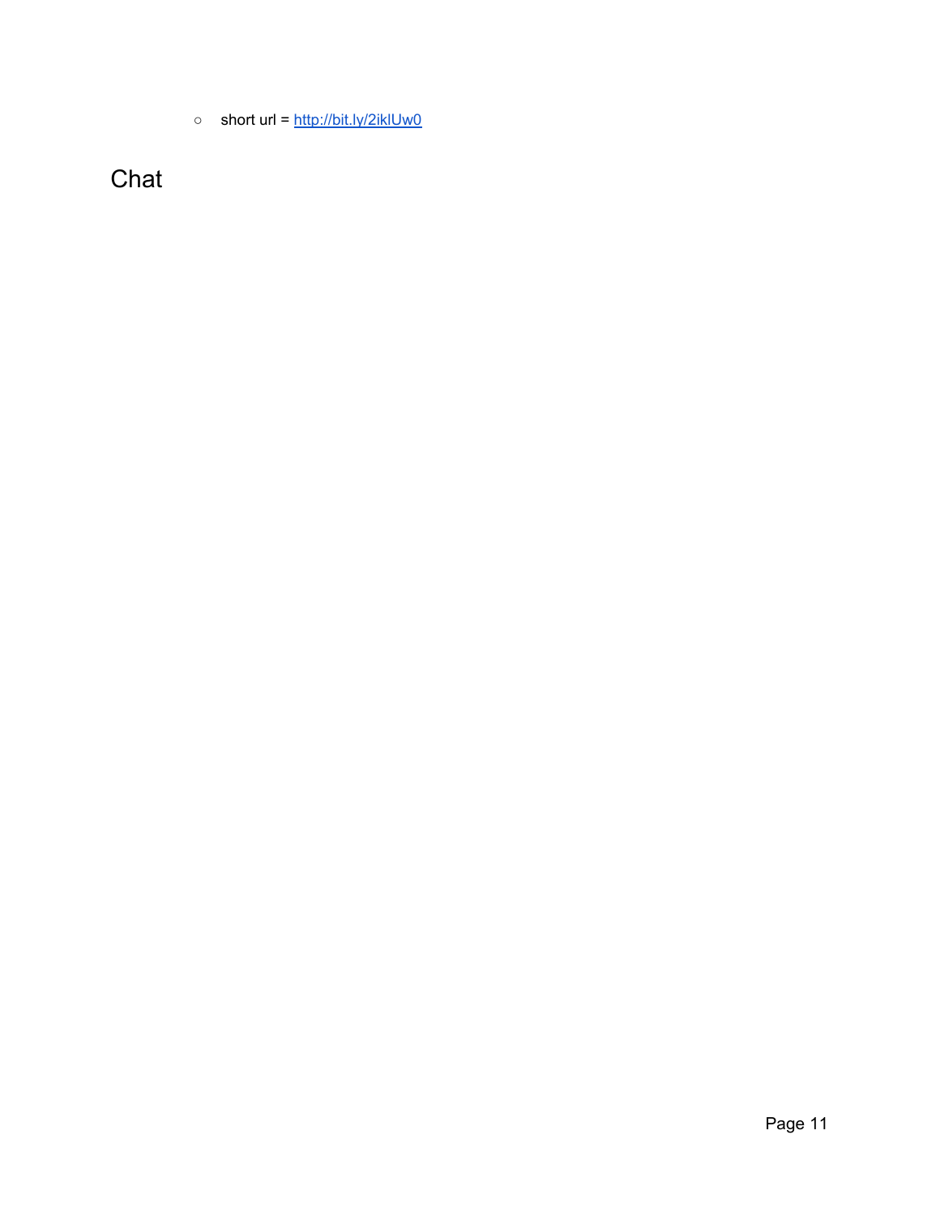- short url = http://bit.ly/2iklUw0

## Chat